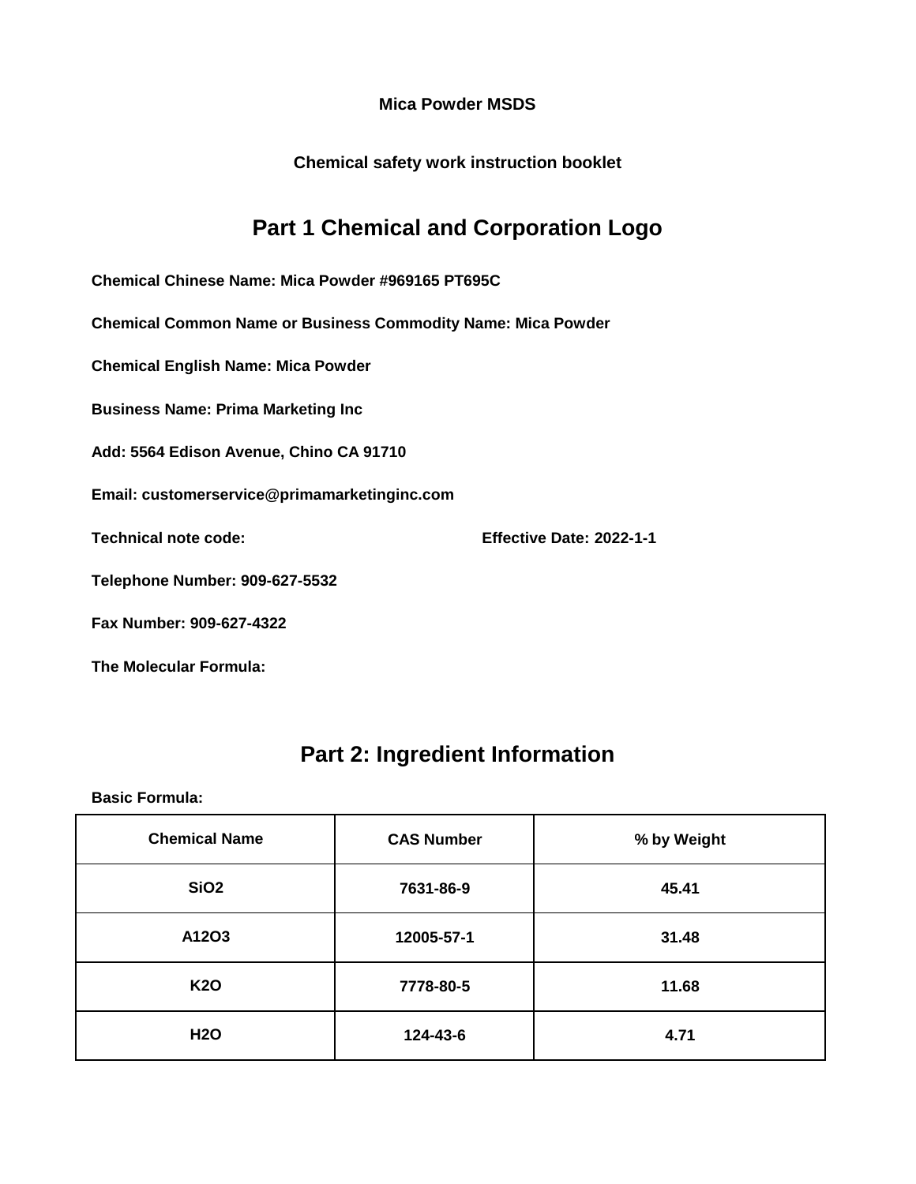**Mica Powder MSDS**

**Chemical safety work instruction booklet**

## Part 1 Chemical and Corporation Logo

**Chemical Chinese Name: Mica Powder #969165 PT695C**

**Chemical Common Name or Business Commodity Name: Mica Powder**

**Chemical English Name: Mica Powder**

**Business Name: Prima Marketing Inc**

**Add: 5564 Edison Avenue, Chino CA 91710**

**Email: customerservice@primamarketinginc.com**

**Technical note code:** **Effective Date: 2022-1-1**

**Telephone Number: 909-627-5532**

**Fax Number: 909-627-4322**

**The Molecular Formula:**

## Part 2: Ingredient Information

**Basic Formula:**

| Chemical Name | CAS Number | % by Weight |
|---|---|---|
| $SiO_2$ | 7631-86-9 | 45.41 |
| A12O3 | 12005-57-1 | 31.48 |
| $K_2O$ | 7778-80-5 | 11.68 |
| $H_2O$ | 124-43-6 | 4.71 |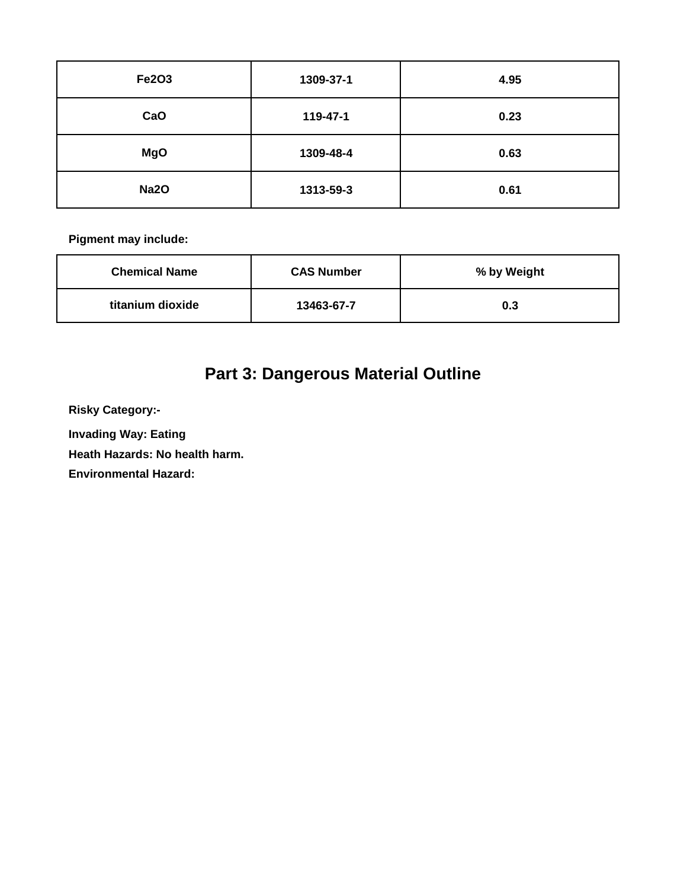| $Fe_2O_3$ | 1309-37-1 | 4.95 |
|---|---|---|
| CaO | 119-47-1 | 0.23 |
| MgO | 1309-48-4 | 0.63 |
| $Na_2O$ | 1313-59-3 | 0.61 |

**Pigment may include:**

| Chemical Name | CAS Number | % by Weight |
|---|---|---|
| titanium dioxide | 13463-67-7 | 0.3 |

## Part 3: Dangerous Material Outline

**Risky Category:-**

**Invading Way: Eating**

**Heath Hazards: No health harm.**

**Environmental Hazard:**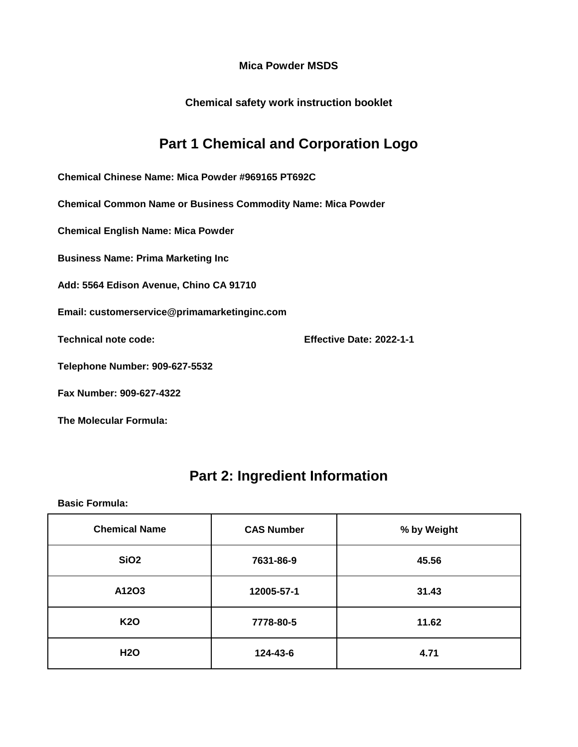**Mica Powder MSDS**

**Chemical safety work instruction booklet**

## Part 1 Chemical and Corporation Logo

**Chemical Chinese Name: Mica Powder #969165 PT692C**

**Chemical Common Name or Business Commodity Name: Mica Powder**

**Chemical English Name: Mica Powder**

**Business Name: Prima Marketing Inc**

**Add: 5564 Edison Avenue, Chino CA 91710**

**Email: customerservice@primamarketinginc.com**

**Technical note code:** **Effective Date: 2022-1-1**

**Telephone Number: 909-627-5532**

**Fax Number: 909-627-4322**

**The Molecular Formula:**

## Part 2: Ingredient Information

**Basic Formula:**

| Chemical Name | CAS Number | % by Weight |
|---|---|---|
| $SiO_2$ | 7631-86-9 | 45.56 |
| A12O3 | 12005-57-1 | 31.43 |
| $K_2O$ | 7778-80-5 | 11.62 |
| $H_2O$ | 124-43-6 | 4.71 |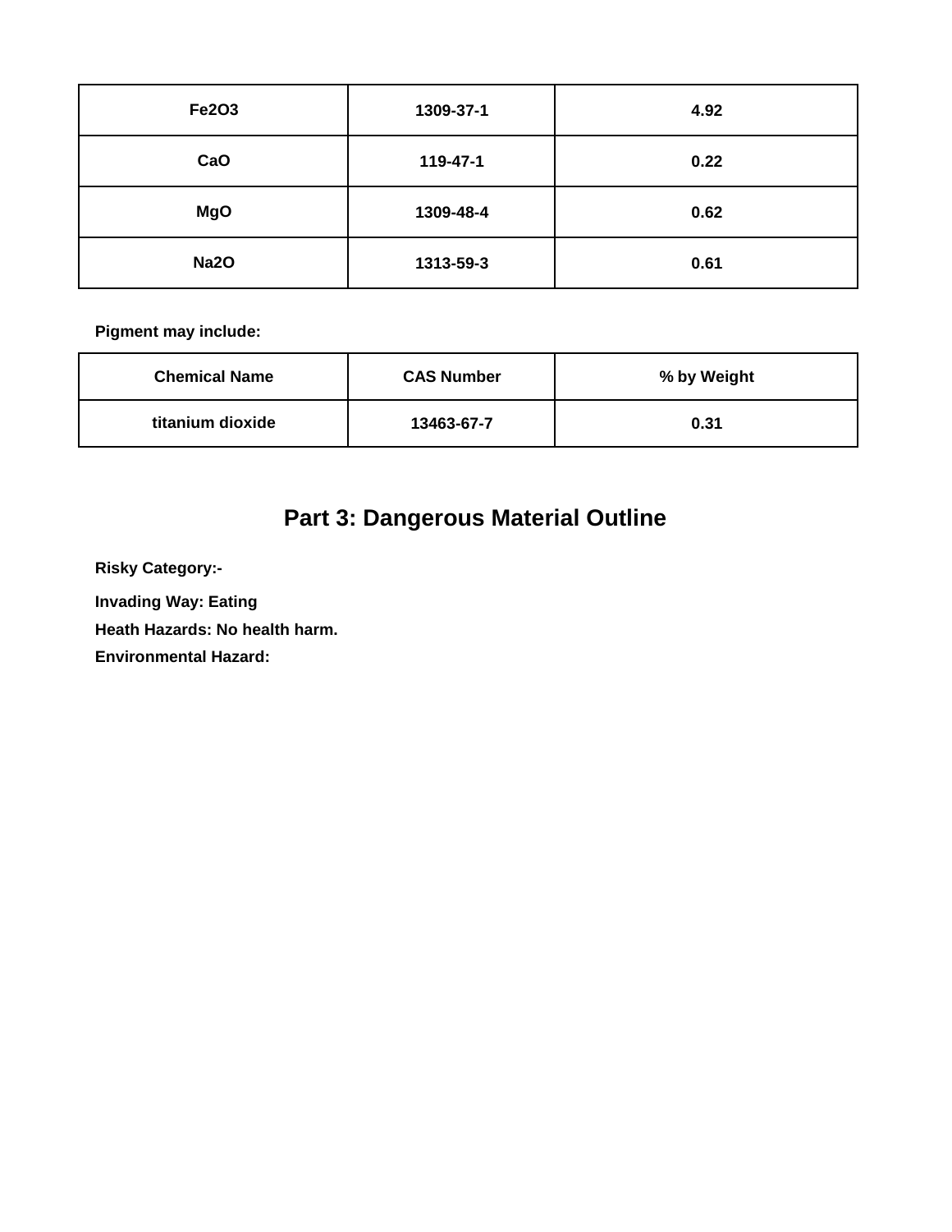| $Fe_2O_3$ | 1309-37-1 | 4.92 |
| --- | --- | --- |
| CaO | 119-47-1 | 0.22 |
| MgO | 1309-48-4 | 0.62 |
| $Na_2O$ | 1313-59-3 | 0.61 |

**Pigment may include:**

| Chemical Name | CAS Number | % by Weight |
| --- | --- | --- |
| titanium dioxide | 13463-67-7 | 0.31 |

## Part 3: Dangerous Material Outline

**Risky Category:-**

**Invading Way: Eating**

**Heath Hazards: No health harm.**

**Environmental Hazard:**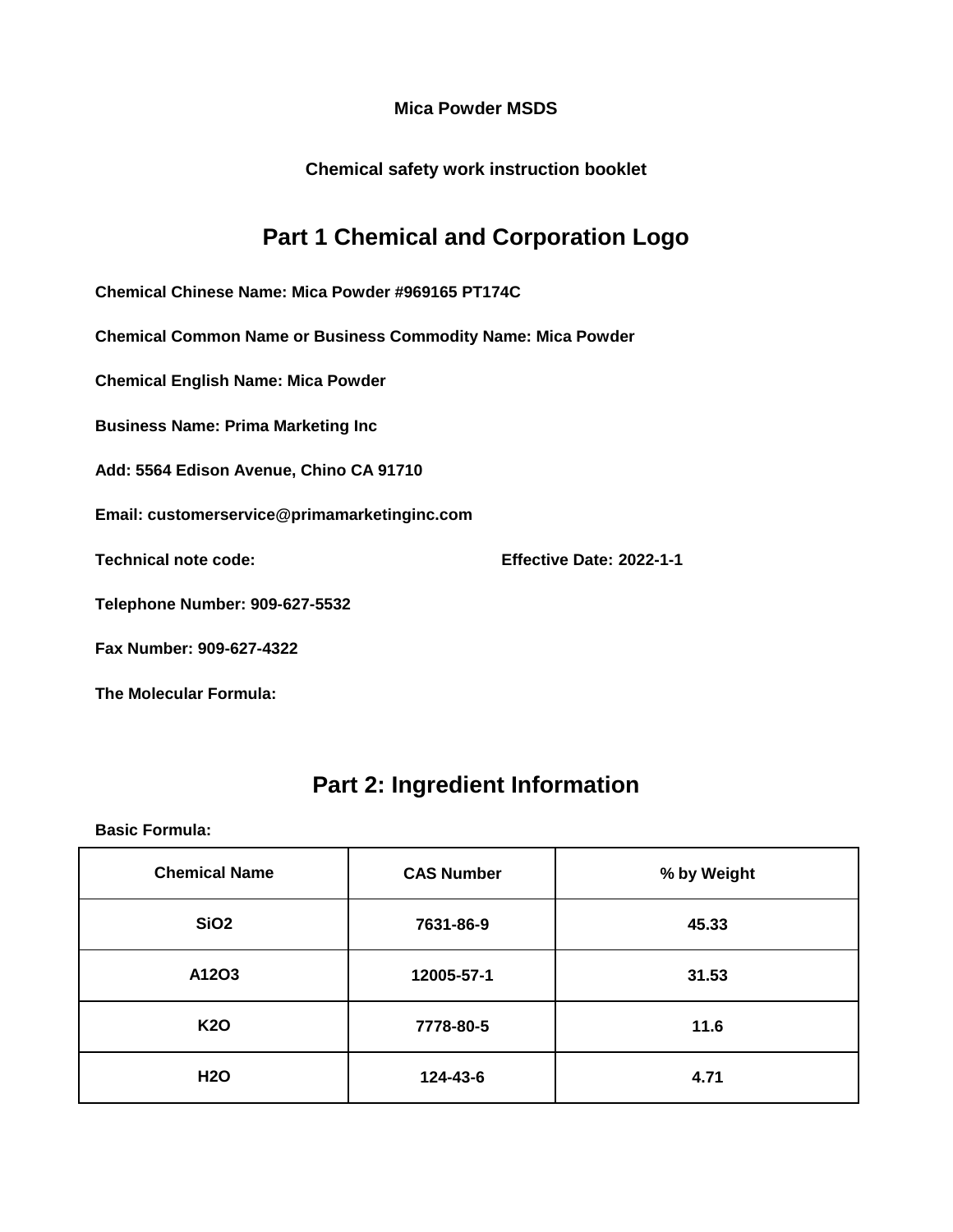**Mica Powder MSDS**

**Chemical safety work instruction booklet**

## Part 1 Chemical and Corporation Logo

**Chemical Chinese Name: Mica Powder #969165 PT174C**

**Chemical Common Name or Business Commodity Name: Mica Powder**

**Chemical English Name: Mica Powder**

**Business Name: Prima Marketing Inc**

**Add: 5564 Edison Avenue, Chino CA 91710**

**Email: customerservice@primamarketinginc.com**

**Technical note code:** **Effective Date: 2022-1-1**

**Telephone Number: 909-627-5532**

**Fax Number: 909-627-4322**

**The Molecular Formula:**

## Part 2: Ingredient Information

**Basic Formula:**

| Chemical Name | CAS Number | % by Weight |
|---|---|---|
| $SiO_2$ | 7631-86-9 | 45.33 |
| A12O3 | 12005-57-1 | 31.53 |
| $K_2O$ | 7778-80-5 | 11.6 |
| $H_2O$ | 124-43-6 | 4.71 |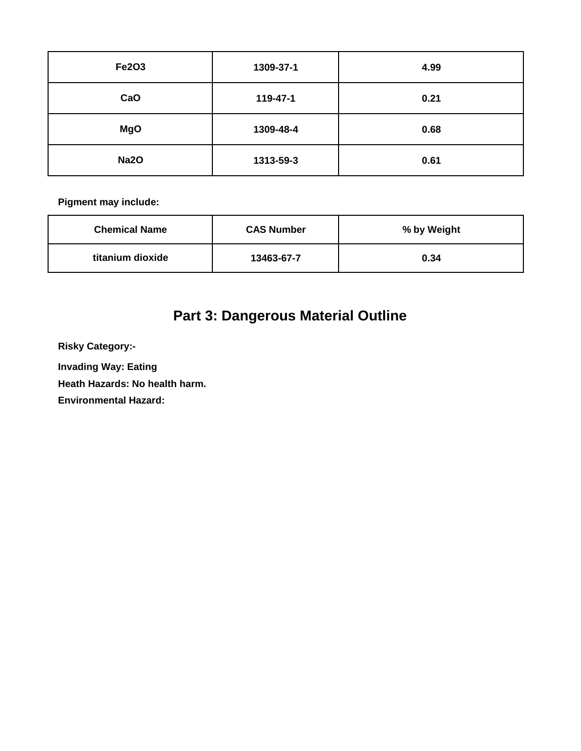| $Fe_2O_3$ | 1309-37-1 | 4.99 |
| --- | --- | --- |
| CaO | 119-47-1 | 0.21 |
| MgO | 1309-48-4 | 0.68 |
| $Na_2O$ | 1313-59-3 | 0.61 |

**Pigment may include:**

| Chemical Name | CAS Number | % by Weight |
| --- | --- | --- |
| titanium dioxide | 13463-67-7 | 0.34 |

## Part 3: Dangerous Material Outline

**Risky Category:-**

**Invading Way: Eating**

**Heath Hazards: No health harm.**

**Environmental Hazard:**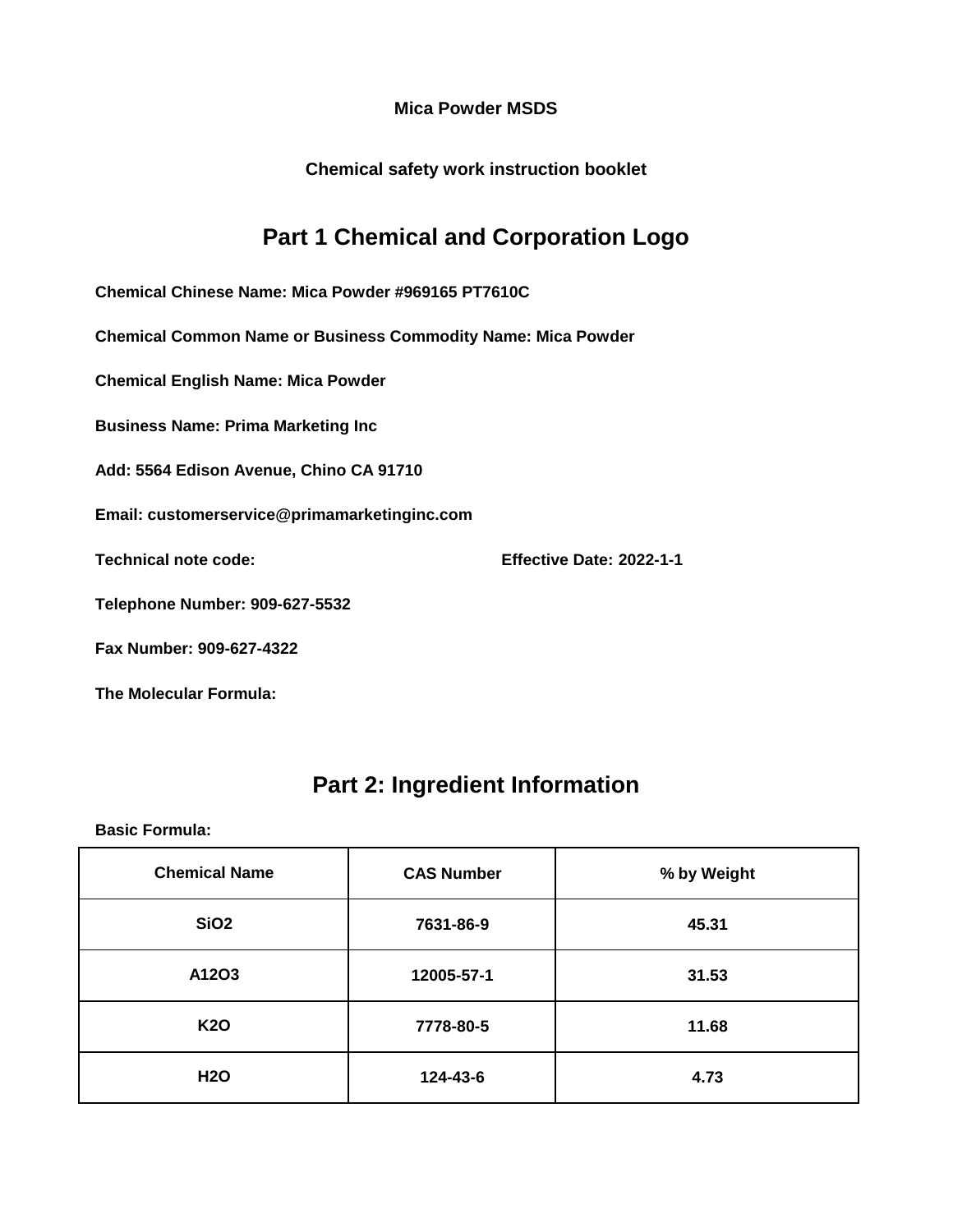**Mica Powder MSDS**

**Chemical safety work instruction booklet**

# Part 1 Chemical and Corporation Logo

**Chemical Chinese Name: Mica Powder #969165 PT7610C**

**Chemical Common Name or Business Commodity Name: Mica Powder**

**Chemical English Name: Mica Powder**

**Business Name: Prima Marketing Inc**

**Add: 5564 Edison Avenue, Chino CA 91710**

**Email: customerservice@primamarketinginc.com**

**Technical note code:** **Effective Date: 2022-1-1**

**Telephone Number: 909-627-5532**

**Fax Number: 909-627-4322**

**The Molecular Formula:**

# Part 2: Ingredient Information

**Basic Formula:**

| Chemical Name | CAS Number | % by Weight |
|---|---|---|
| $SiO_2$ | 7631-86-9 | 45.31 |
| A12O3 | 12005-57-1 | 31.53 |
| $K_2O$ | 7778-80-5 | 11.68 |
| $H_2O$ | 124-43-6 | 4.73 |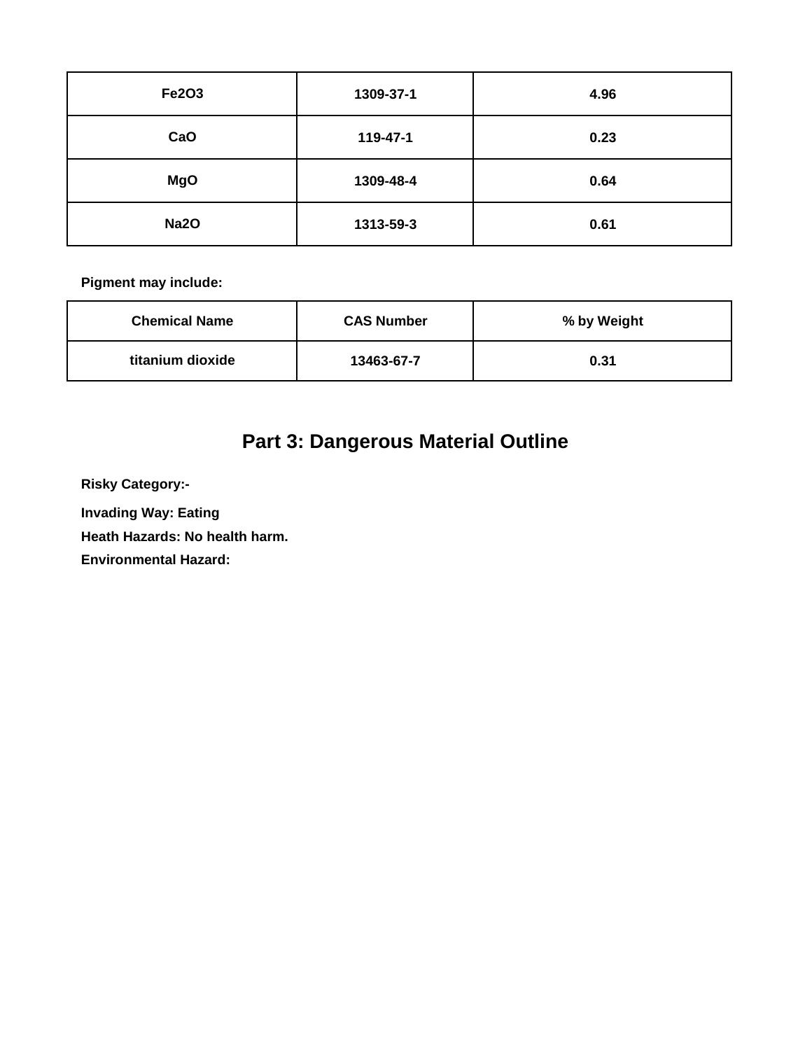| $Fe_2O_3$ | 1309-37-1 | 4.96 |
|---|---|---|
| CaO | 119-47-1 | 0.23 |
| MgO | 1309-48-4 | 0.64 |
| $Na_2O$ | 1313-59-3 | 0.61 |

**Pigment may include:**

| Chemical Name | CAS Number | % by Weight |
|---|---|---|
| titanium dioxide | 13463-67-7 | 0.31 |

## Part 3: Dangerous Material Outline

**Risky Category:-**

**Invading Way: Eating**

**Heath Hazards: No health harm.**

**Environmental Hazard:**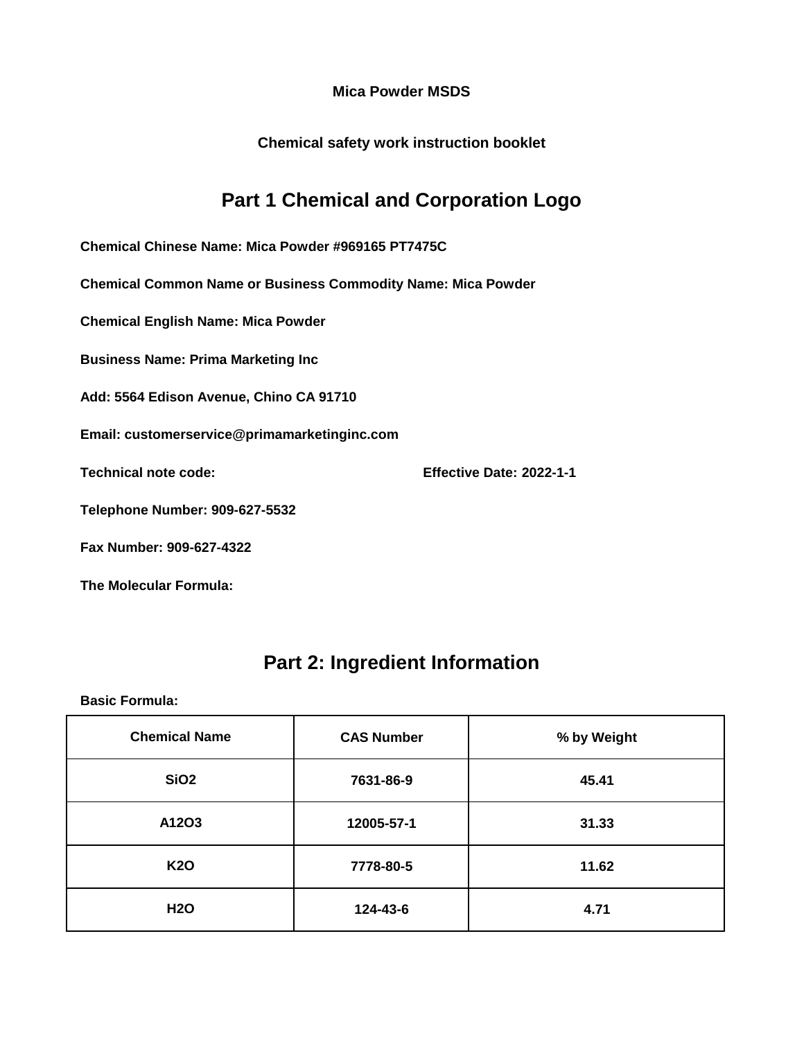**Mica Powder MSDS**

**Chemical safety work instruction booklet**

# Part 1 Chemical and Corporation Logo

**Chemical Chinese Name: Mica Powder #969165 PT7475C**

**Chemical Common Name or Business Commodity Name: Mica Powder**

**Chemical English Name: Mica Powder**

**Business Name: Prima Marketing Inc**

**Add: 5564 Edison Avenue, Chino CA 91710**

**Email: customerservice@primamarketinginc.com**

**Technical note code:** **Effective Date: 2022-1-1**

**Telephone Number: 909-627-5532**

**Fax Number: 909-627-4322**

**The Molecular Formula:**

# Part 2: Ingredient Information

**Basic Formula:**

| Chemical Name | CAS Number | % by Weight |
|---|---|---|
| $SiO_2$ | 7631-86-9 | 45.41 |
| A12O3 | 12005-57-1 | 31.33 |
| $K_2O$ | 7778-80-5 | 11.62 |
| $H_2O$ | 124-43-6 | 4.71 |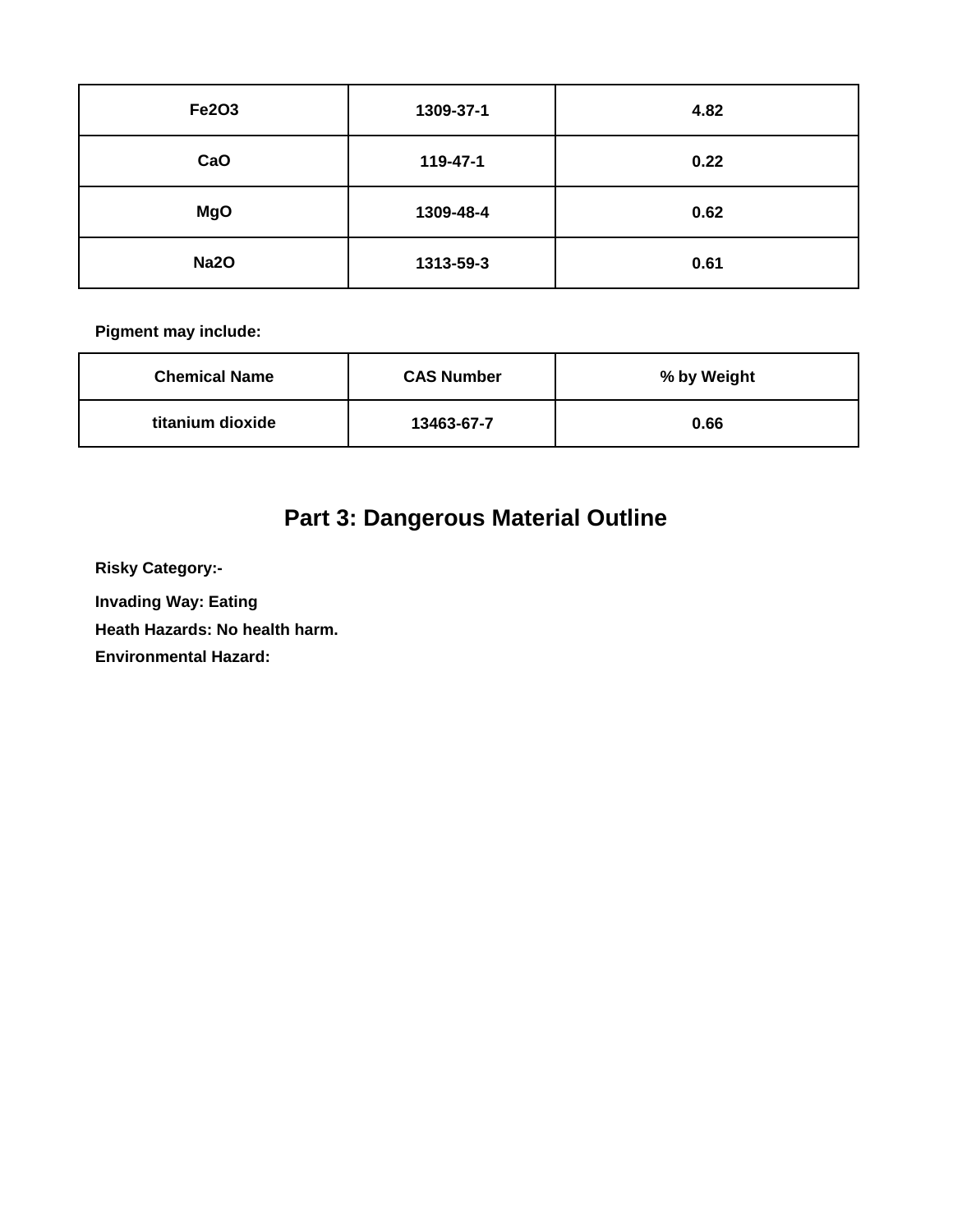| | | |
|---|---|---|
| $Fe_2O_3$ | 1309-37-1 | 4.82 |
| CaO | 119-47-1 | 0.22 |
| MgO | 1309-48-4 | 0.62 |
| $Na_2O$ | 1313-59-3 | 0.61 |

**Pigment may include:**

| Chemical Name | CAS Number | % by Weight |
|---|---|---|
| titanium dioxide | 13463-67-7 | 0.66 |

## Part 3: Dangerous Material Outline

**Risky Category:-**

**Invading Way: Eating**

**Heath Hazards: No health harm.**

**Environmental Hazard:**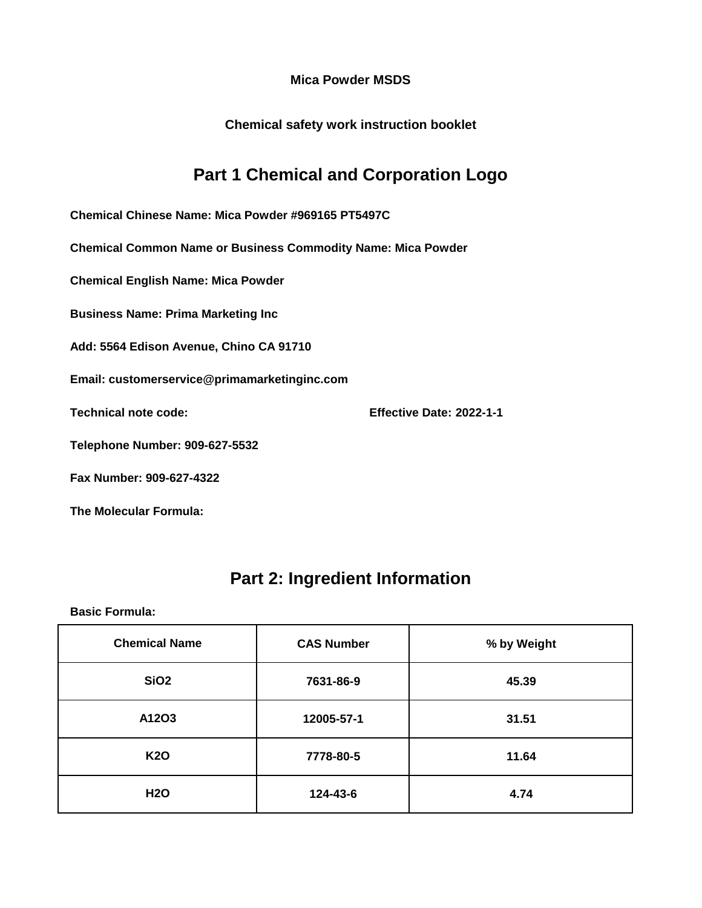**Mica Powder MSDS**

**Chemical safety work instruction booklet**

# Part 1 Chemical and Corporation Logo

**Chemical Chinese Name: Mica Powder #969165 PT5497C**

**Chemical Common Name or Business Commodity Name: Mica Powder**

**Chemical English Name: Mica Powder**

**Business Name: Prima Marketing Inc**

**Add: 5564 Edison Avenue, Chino CA 91710**

**Email: customerservice@primamarketinginc.com**

**Technical note code:** **Effective Date: 2022-1-1**

**Telephone Number: 909-627-5532**

**Fax Number: 909-627-4322**

**The Molecular Formula:**

# Part 2: Ingredient Information

**Basic Formula:**

| Chemical Name | CAS Number | % by Weight |
|---|---|---|
| SiO2 | 7631-86-9 | 45.39 |
| A12O3 | 12005-57-1 | 31.51 |
| K2O | 7778-80-5 | 11.64 |
| H2O | 124-43-6 | 4.74 |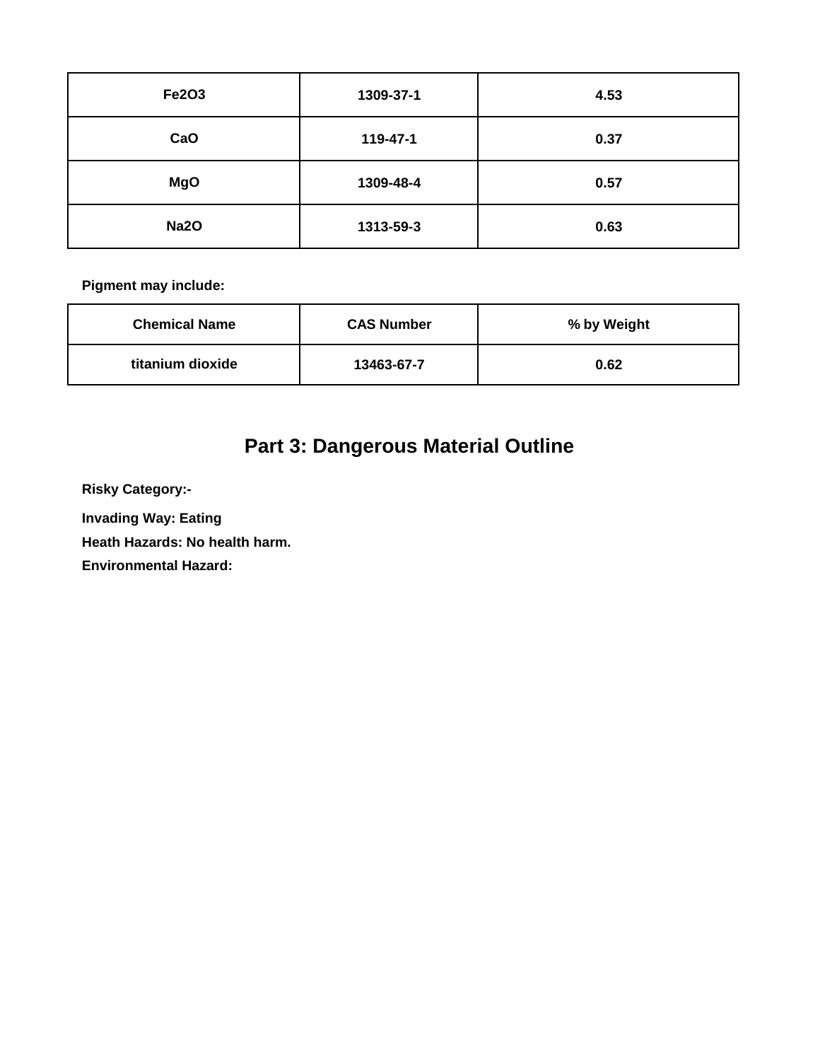| | | |
|---|---|---|
| $Fe_2O_3$ | 1309-37-1 | 4.53 |
| CaO | 119-47-1 | 0.37 |
| MgO | 1309-48-4 | 0.57 |
| $Na_2O$ | 1313-59-3 | 0.63 |

**Pigment may include:**

| Chemical Name | CAS Number | % by Weight |
|---|---|---|
| titanium dioxide | 13463-67-7 | 0.62 |

## Part 3: Dangerous Material Outline

**Risky Category:-**

**Invading Way: Eating**

**Heath Hazards: No health harm.**

**Environmental Hazard:**